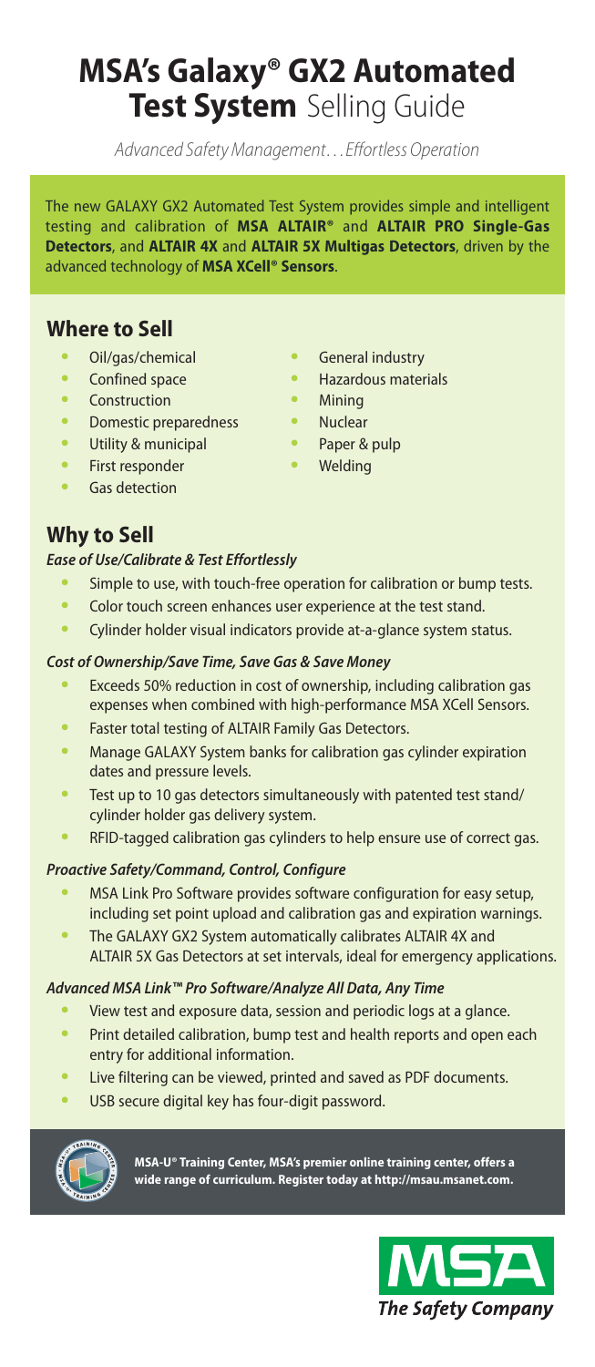# MSA's Galaxy® GX2 Automated Test System Selling Guide

*Advanced Safety Management . . . Effortless Operation*

The new GALAXY GX2 Automated Test System provides simple and intelligent testing and calibration of **MSA ALTAIR®** and **ALTAIR PRO Single-Gas Detectors**, and **ALTAIR 4X** and **ALTAIR 5X Multigas Detectors**, driven by the advanced technology of **MSA XCell® Sensors**.

## Where to Sell

- Oil/gas/chemical
- Confined space
- Construction
- Domestic preparedness
- Utility & municipal
- First responder
- Gas detection
- General industry
- Hazardous materials
- Mining
- Nuclear
- Paper & pulp
- Welding

## Why to Sell

***Ease of Use/Calibrate & Test Effortlessly***

- Simple to use, with touch-free operation for calibration or bump tests.
- Color touch screen enhances user experience at the test stand.
- Cylinder holder visual indicators provide at-a-glance system status.

***Cost of Ownership/Save Time, Save Gas & Save Money***

- Exceeds 50% reduction in cost of ownership, including calibration gas expenses when combined with high-performance MSA XCell Sensors.
- Faster total testing of ALTAIR Family Gas Detectors.
- Manage GALAXY System banks for calibration gas cylinder expiration dates and pressure levels.
- Test up to 10 gas detectors simultaneously with patented test stand/cylinder holder gas delivery system.
- RFID-tagged calibration gas cylinders to help ensure use of correct gas.

***Proactive Safety/Command, Control, Configure***

- MSA Link Pro Software provides software configuration for easy setup, including set point upload and calibration gas and expiration warnings.
- The GALAXY GX2 System automatically calibrates ALTAIR 4X and ALTAIR 5X Gas Detectors at set intervals, ideal for emergency applications.

***Advanced MSA Link™ Pro Software/Analyze All Data, Any Time***

- View test and exposure data, session and periodic logs at a glance.
- Print detailed calibration, bump test and health reports and open each entry for additional information.
- Live filtering can be viewed, printed and saved as PDF documents.
- USB secure digital key has four-digit password.

**MSA-U® Training Center, MSA's premier online training center, offers a wide range of curriculum. Register today at http://msau.msanet.com.**

MSA *The Safety Company*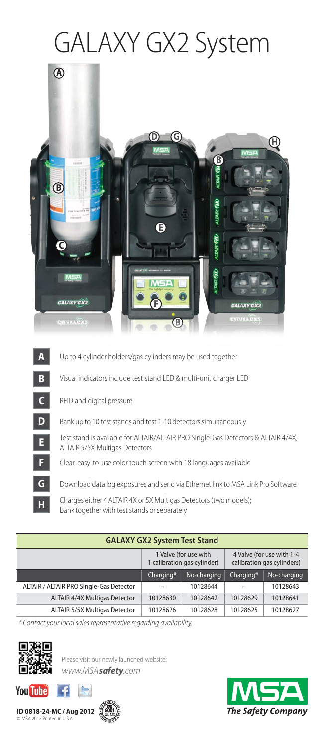# GALAXY GX2 System

**A** Up to 4 cylinder holders/gas cylinders may be used together

**B** Visual indicators include test stand LED & multi-unit charger LED

**C** RFID and digital pressure

**D** Bank up to 10 test stands and test 1-10 detectors simultaneously

**E** Test stand is available for ALTAIR/ALTAIR PRO Single-Gas Detectors & ALTAIR 4/4X, ALTAIR 5/5X Multigas Detectors

**F** Clear, easy-to-use color touch screen with 18 languages available

**G** Download data log exposures and send via Ethernet link to MSA Link Pro Software

**H** Charges either 4 ALTAIR 4X or 5X Multigas Detectors (two models); bank together with test stands or separately

**GALAXY GX2 System Test Stand**

| | 1 Valve (for use with 1 calibration gas cylinder) | | 4 Valve (for use with 1-4 calibration gas cylinders) | |
|---|---|---|---|---|
| | Charging* | No-charging | Charging* | No-charging |
| ALTAIR / ALTAIR PRO Single-Gas Detector | – | 10128644 | – | 10128643 |
| ALTAIR 4/4X Multigas Detector | 10128630 | 10128642 | 10128629 | 10128641 |
| ALTAIR 5/5X Multigas Detector | 10128626 | 10128628 | 10128625 | 10128627 |

*\* Contact your local sales representative regarding availability.*

Please visit our newly launched website:
*www.MSA**safety**.com*

**ID 0818-24-MC / Aug 2012**
© MSA 2012 Printed in U.S.A.

MSA The Safety Company